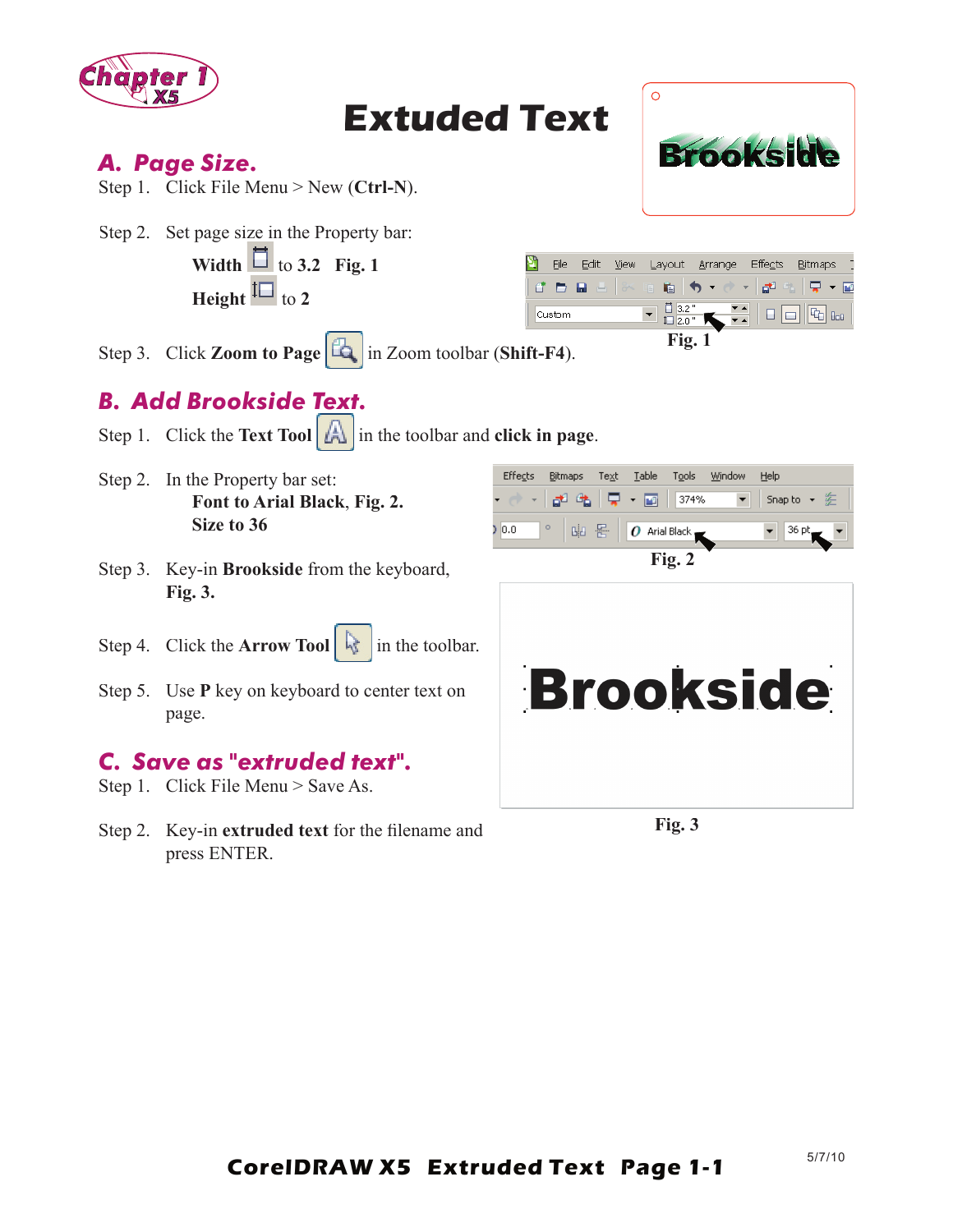# Extuded Text

## A. Page Size.

Step 1. Click File Menu > New (**Ctrl-N**).

Step 2. Set page size in the Property bar:

**Width** to **3.2** **Fig. 1**

**Height** to **2**

Fig. 1

Step 3. Click **Zoom to Page** in Zoom toolbar (**Shift-F4**).

## B. Add Brookside Text.

Step 1. Click the **Text Tool** in the toolbar and **click in page**.

Step 2. In the Property bar set:

**Font to Arial Black**, **Fig. 2.**
**Size to 36**

Fig. 2

Step 3. Key-in **Brookside** from the keyboard, **Fig. 3.**

Step 4. Click the **Arrow Tool** in the toolbar.

Step 5. Use **P** key on keyboard to center text on page.

Fig. 3

## C. Save as "extruded text".

Step 1. Click File Menu > Save As.

Step 2. Key-in **extruded text** for the filename and press ENTER.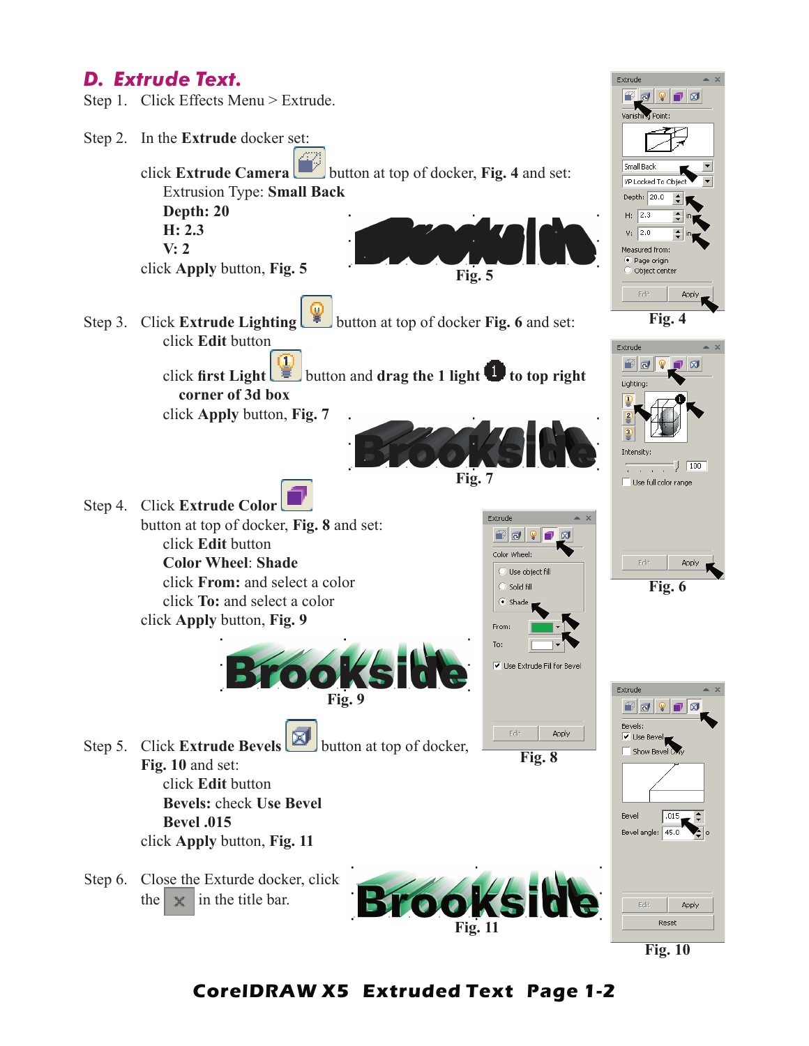## D. Extrude Text.

Step 1. Click Effects Menu > Extrude.

Step 2. In the **Extrude** docker set:

click **Extrude Camera** button at top of docker, **Fig. 4** and set:

- Extrusion Type: **Small Back**
- **Depth: 20**
- **H: 2.3**
- **V: 2**

click **Apply** button, **Fig. 5**

Fig. 5

Fig. 4

Step 3. Click **Extrude Lighting** button at top of docker **Fig. 6** and set:

- click **Edit** button
- click **first Light** button and **drag the 1 light** **to top right corner of 3d box**
- click **Apply** button, **Fig. 7**

Fig. 7

Fig. 6

Step 4. Click **Extrude Color** button at top of docker, **Fig. 8** and set:

- click **Edit** button
- **Color Wheel**: **Shade**
- click **From:** and select a color
- click **To:** and select a color

click **Apply** button, **Fig. 9**

Fig. 9

Fig. 8

Step 5. Click **Extrude Bevels** button at top of docker, **Fig. 10** and set:

- click **Edit** button
- **Bevels:** check **Use Bevel**
- **Bevel .015**

click **Apply** button, **Fig. 11**

Step 6. Close the Exturde docker, click the in the title bar.

Fig. 11

Fig. 10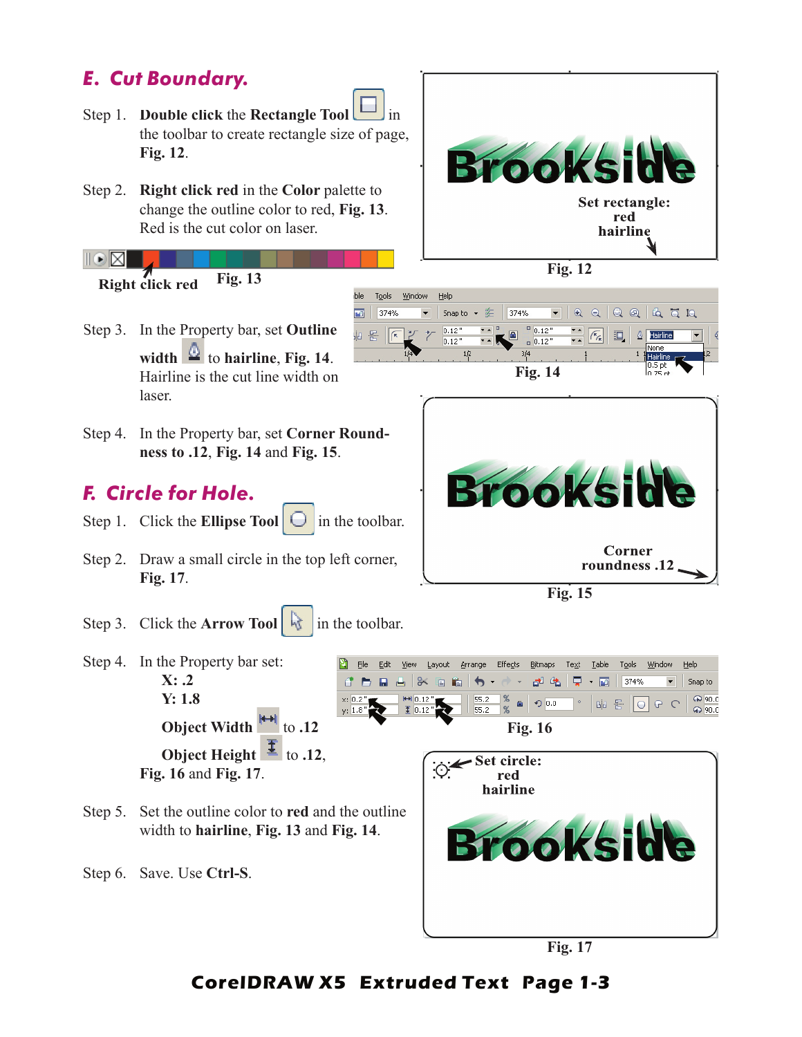## E. Cut Boundary.

Step 1. **Double click** the **Rectangle Tool** in the toolbar to create rectangle size of page, **Fig. 12**.

Step 2. **Right click red** in the **Color** palette to change the outline color to red, **Fig. 13**. Red is the cut color on laser.

Right click red

Fig. 13

Step 3. In the Property bar, set **Outline width** to **hairline**, **Fig. 14**. Hairline is the cut line width on laser.

Step 4. In the Property bar, set **Corner Roundness to .12**, **Fig. 14** and **Fig. 15**.

Set rectangle:
red
hairline

Fig. 12

Fig. 14

Corner
roundness .12

Fig. 15

## F. Circle for Hole.

Step 1. Click the **Ellipse Tool** in the toolbar.

Step 2. Draw a small circle in the top left corner, **Fig. 17**.

Step 3. Click the **Arrow Tool** in the toolbar.

Step 4. In the Property bar set:

**X: .2**
**Y: 1.8**

**Object Width** to **.12**

**Object Height** to **.12**,

**Fig. 16** and **Fig. 17**.

Step 5. Set the outline color to **red** and the outline width to **hairline**, **Fig. 13** and **Fig. 14**.

Step 6. Save. Use **Ctrl-S**.

Fig. 16

Set circle:
red
hairline

Fig. 17